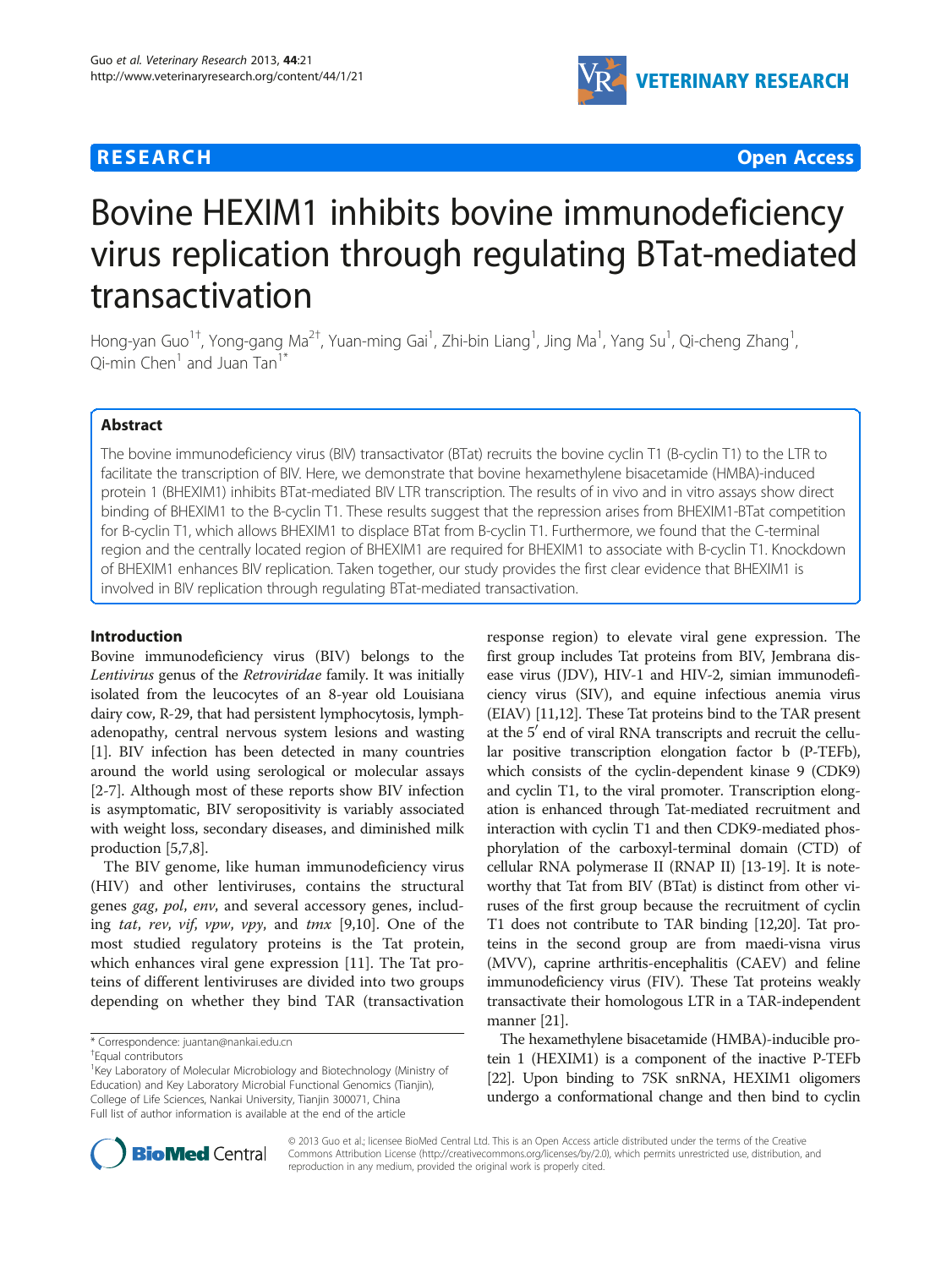RESEARCH Open Access

# Bovine HEXIM1 inhibits bovine immunodeficiency virus replication through regulating BTat-mediated transactivation

Hong-yan Guo[1†], Yong-gang Ma[2†], Yuan-ming Gai[1], Zhi-bin Liang[1], Jing Ma[1], Yang Su[1], Qi-cheng Zhang[1], Qi-min Chen[1] and Juan Tan[1*]

## Abstract

The bovine immunodeficiency virus (BIV) transactivator (BTat) recruits the bovine cyclin T1 (B-cyclin T1) to the LTR to facilitate the transcription of BIV. Here, we demonstrate that bovine hexamethylene bisacetamide (HMBA)-induced protein 1 (BHEXIM1) inhibits BTat-mediated BIV LTR transcription. The results of in vivo and in vitro assays show direct binding of BHEXIM1 to the B-cyclin T1. These results suggest that the repression arises from BHEXIM1-BTat competition for B-cyclin T1, which allows BHEXIM1 to displace BTat from B-cyclin T1. Furthermore, we found that the C-terminal region and the centrally located region of BHEXIM1 are required for BHEXIM1 to associate with B-cyclin T1. Knockdown of BHEXIM1 enhances BIV replication. Taken together, our study provides the first clear evidence that BHEXIM1 is involved in BIV replication through regulating BTat-mediated transactivation.

## Introduction

Bovine immunodeficiency virus (BIV) belongs to the *Lentivirus* genus of the *Retroviridae* family. It was initially isolated from the leucocytes of an 8-year old Louisiana dairy cow, R-29, that had persistent lymphocytosis, lymphadenopathy, central nervous system lesions and wasting [1]. BIV infection has been detected in many countries around the world using serological or molecular assays [2-7]. Although most of these reports show BIV infection is asymptomatic, BIV seropositivity is variably associated with weight loss, secondary diseases, and diminished milk production [5,7,8].

The BIV genome, like human immunodeficiency virus (HIV) and other lentiviruses, contains the structural genes *gag*, *pol*, *env*, and several accessory genes, including *tat*, *rev*, *vif*, *vpw*, *vpy*, and *tmx* [9,10]. One of the most studied regulatory proteins is the Tat protein, which enhances viral gene expression [11]. The Tat proteins of different lentiviruses are divided into two groups depending on whether they bind TAR (transactivation response region) to elevate viral gene expression. The first group includes Tat proteins from BIV, Jembrana disease virus (JDV), HIV-1 and HIV-2, simian immunodeficiency virus (SIV), and equine infectious anemia virus (EIAV) [11,12]. These Tat proteins bind to the TAR present at the 5′ end of viral RNA transcripts and recruit the cellular positive transcription elongation factor b (P-TEFb), which consists of the cyclin-dependent kinase 9 (CDK9) and cyclin T1, to the viral promoter. Transcription elongation is enhanced through Tat-mediated recruitment and interaction with cyclin T1 and then CDK9-mediated phosphorylation of the carboxyl-terminal domain (CTD) of cellular RNA polymerase II (RNAP II) [13-19]. It is noteworthy that Tat from BIV (BTat) is distinct from other viruses of the first group because the recruitment of cyclin T1 does not contribute to TAR binding [12,20]. Tat proteins in the second group are from maedi-visna virus (MVV), caprine arthritis-encephalitis (CAEV) and feline immunodeficiency virus (FIV). These Tat proteins weakly transactivate their homologous LTR in a TAR-independent manner [21].

The hexamethylene bisacetamide (HMBA)-inducible protein 1 (HEXIM1) is a component of the inactive P-TEFb [22]. Upon binding to 7SK snRNA, HEXIM1 oligomers undergo a conformational change and then bind to cyclin

\* Correspondence: juantan@nankai.edu.cn
†Equal contributors
[1]Key Laboratory of Molecular Microbiology and Biotechnology (Ministry of Education) and Key Laboratory Microbial Functional Genomics (Tianjin), College of Life Sciences, Nankai University, Tianjin 300071, China
Full list of author information is available at the end of the article

© 2013 Guo et al.; licensee BioMed Central Ltd. This is an Open Access article distributed under the terms of the Creative Commons Attribution License (http://creativecommons.org/licenses/by/2.0), which permits unrestricted use, distribution, and reproduction in any medium, provided the original work is properly cited.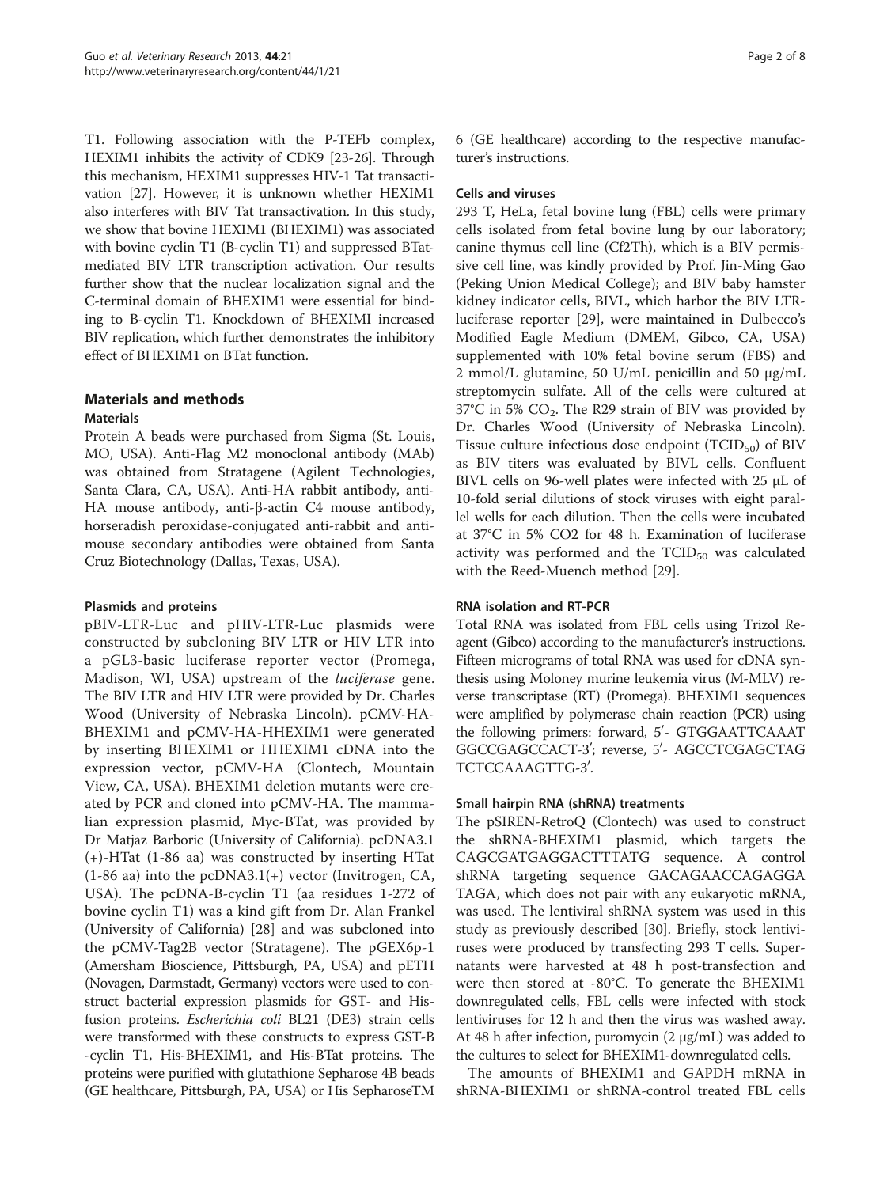T1. Following association with the P-TEFb complex, HEXIM1 inhibits the activity of CDK9 [23-26]. Through this mechanism, HEXIM1 suppresses HIV-1 Tat transactivation [27]. However, it is unknown whether HEXIM1 also interferes with BIV Tat transactivation. In this study, we show that bovine HEXIM1 (BHEXIM1) was associated with bovine cyclin T1 (B-cyclin T1) and suppressed BTat-mediated BIV LTR transcription activation. Our results further show that the nuclear localization signal and the C-terminal domain of BHEXIM1 were essential for binding to B-cyclin T1. Knockdown of BHEXIMI increased BIV replication, which further demonstrates the inhibitory effect of BHEXIM1 on BTat function.

## Materials and methods

### Materials

Protein A beads were purchased from Sigma (St. Louis, MO, USA). Anti-Flag M2 monoclonal antibody (MAb) was obtained from Stratagene (Agilent Technologies, Santa Clara, CA, USA). Anti-HA rabbit antibody, anti-HA mouse antibody, anti-β-actin C4 mouse antibody, horseradish peroxidase-conjugated anti-rabbit and anti-mouse secondary antibodies were obtained from Santa Cruz Biotechnology (Dallas, Texas, USA).

### Plasmids and proteins

pBIV-LTR-Luc and pHIV-LTR-Luc plasmids were constructed by subcloning BIV LTR or HIV LTR into a pGL3-basic luciferase reporter vector (Promega, Madison, WI, USA) upstream of the *luciferase* gene. The BIV LTR and HIV LTR were provided by Dr. Charles Wood (University of Nebraska Lincoln). pCMV-HA-BHEXIM1 and pCMV-HA-HHEXIM1 were generated by inserting BHEXIM1 or HHEXIM1 cDNA into the expression vector, pCMV-HA (Clontech, Mountain View, CA, USA). BHEXIM1 deletion mutants were created by PCR and cloned into pCMV-HA. The mammalian expression plasmid, Myc-BTat, was provided by Dr Matjaz Barboric (University of California). pcDNA3.1 (+)-HTat (1-86 aa) was constructed by inserting HTat (1-86 aa) into the pcDNA3.1(+) vector (Invitrogen, CA, USA). The pcDNA-B-cyclin T1 (aa residues 1-272 of bovine cyclin T1) was a kind gift from Dr. Alan Frankel (University of California) [28] and was subcloned into the pCMV-Tag2B vector (Stratagene). The pGEX6p-1 (Amersham Bioscience, Pittsburgh, PA, USA) and pETH (Novagen, Darmstadt, Germany) vectors were used to construct bacterial expression plasmids for GST- and His-fusion proteins. *Escherichia coli* BL21 (DE3) strain cells were transformed with these constructs to express GST-B -cyclin T1, His-BHEXIM1, and His-BTat proteins. The proteins were purified with glutathione Sepharose 4B beads (GE healthcare, Pittsburgh, PA, USA) or His SepharoseTM 6 (GE healthcare) according to the respective manufacturer's instructions.

### Cells and viruses

293 T, HeLa, fetal bovine lung (FBL) cells were primary cells isolated from fetal bovine lung by our laboratory; canine thymus cell line (Cf2Th), which is a BIV permissive cell line, was kindly provided by Prof. Jin-Ming Gao (Peking Union Medical College); and BIV baby hamster kidney indicator cells, BIVL, which harbor the BIV LTR-luciferase reporter [29], were maintained in Dulbecco's Modified Eagle Medium (DMEM, Gibco, CA, USA) supplemented with 10% fetal bovine serum (FBS) and 2 mmol/L glutamine, 50 U/mL penicillin and 50 μg/mL streptomycin sulfate. All of the cells were cultured at 37°C in 5% $CO_2$. The R29 strain of BIV was provided by Dr. Charles Wood (University of Nebraska Lincoln). Tissue culture infectious dose endpoint ($TCID_{50}$) of BIV as BIV titers was evaluated by BIVL cells. Confluent BIVL cells on 96-well plates were infected with 25 μL of 10-fold serial dilutions of stock viruses with eight parallel wells for each dilution. Then the cells were incubated at 37°C in 5% CO2 for 48 h. Examination of luciferase activity was performed and the $TCID_{50}$ was calculated with the Reed-Muench method [29].

### RNA isolation and RT-PCR

Total RNA was isolated from FBL cells using Trizol Reagent (Gibco) according to the manufacturer's instructions. Fifteen micrograms of total RNA was used for cDNA synthesis using Moloney murine leukemia virus (M-MLV) reverse transcriptase (RT) (Promega). BHEXIM1 sequences were amplified by polymerase chain reaction (PCR) using the following primers: forward, 5′- GTGGAATTCAAAT GGCCGAGCCACT-3′; reverse, 5′- AGCCTCGAGCTAG TCTCCAAAGTTG-3′.

### Small hairpin RNA (shRNA) treatments

The pSIREN-RetroQ (Clontech) was used to construct the shRNA-BHEXIM1 plasmid, which targets the CAGCGATGAGGACTTTATG sequence. A control shRNA targeting sequence GACAGAACCAGAGGA TAGA, which does not pair with any eukaryotic mRNA, was used. The lentiviral shRNA system was used in this study as previously described [30]. Briefly, stock lentiviruses were produced by transfecting 293 T cells. Supernatants were harvested at 48 h post-transfection and were then stored at -80°C. To generate the BHEXIM1 downregulated cells, FBL cells were infected with stock lentiviruses for 12 h and then the virus was washed away. At 48 h after infection, puromycin (2 μg/mL) was added to the cultures to select for BHEXIM1-downregulated cells.

The amounts of BHEXIM1 and GAPDH mRNA in shRNA-BHEXIM1 or shRNA-control treated FBL cells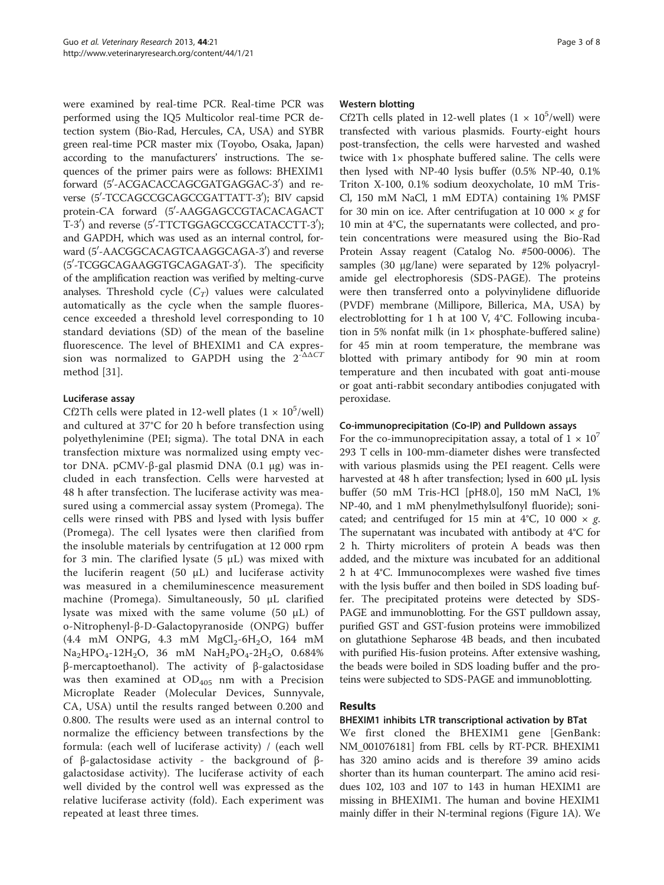were examined by real-time PCR. Real-time PCR was performed using the IQ5 Multicolor real-time PCR detection system (Bio-Rad, Hercules, CA, USA) and SYBR green real-time PCR master mix (Toyobo, Osaka, Japan) according to the manufacturers' instructions. The sequences of the primer pairs were as follows: BHEXIM1 forward (5′-ACGACACCAGCGATGAGGAC-3′) and reverse (5′-TCCAGCCGCAGCCGATTATT-3′); BIV capsid protein-CA forward (5′-AAGGAGCCGTACACAGACT T-3′) and reverse (5′-TTCTGGAGCCGCCATACCTT-3′); and GAPDH, which was used as an internal control, forward (5′-AACGGCACAGTCAAGGCAGA-3′) and reverse (5′-TCGGCAGAAGGTGCAGAGAT-3′). The specificity of the amplification reaction was verified by melting-curve analyses. Threshold cycle ($C_T$) values were calculated automatically as the cycle when the sample fluorescence exceeded a threshold level corresponding to 10 standard deviations (SD) of the mean of the baseline fluorescence. The level of BHEXIM1 and CA expression was normalized to GAPDH using the $2^{-\Delta\Delta CT}$ method [31].

#### Luciferase assay

Cf2Th cells were plated in 12-well plates ($1 \times 10^5$/well) and cultured at 37°C for 20 h before transfection using polyethylenimine (PEI; sigma). The total DNA in each transfection mixture was normalized using empty vector DNA. pCMV-β-gal plasmid DNA (0.1 μg) was included in each transfection. Cells were harvested at 48 h after transfection. The luciferase activity was measured using a commercial assay system (Promega). The cells were rinsed with PBS and lysed with lysis buffer (Promega). The cell lysates were then clarified from the insoluble materials by centrifugation at 12 000 rpm for 3 min. The clarified lysate (5 μL) was mixed with the luciferin reagent (50 μL) and luciferase activity was measured in a chemiluminescence measurement machine (Promega). Simultaneously, 50 μL clarified lysate was mixed with the same volume (50 μL) of o-Nitrophenyl-β-D-Galactopyranoside (ONPG) buffer (4.4 mM ONPG, 4.3 mM $MgCl_2$-$6H_2O$, 164 mM $Na_2HPO_4$-$12H_2O$, 36 mM $NaH_2PO_4$-$2H_2O$, 0.684% β-mercaptoethanol). The activity of β-galactosidase was then examined at $OD_{405}$ nm with a Precision Microplate Reader (Molecular Devices, Sunnyvale, CA, USA) until the results ranged between 0.200 and 0.800. The results were used as an internal control to normalize the efficiency between transfections by the formula: (each well of luciferase activity) / (each well of β-galactosidase activity - the background of β-galactosidase activity). The luciferase activity of each well divided by the control well was expressed as the relative luciferase activity (fold). Each experiment was repeated at least three times.

#### Western blotting

Cf2Th cells plated in 12-well plates ($1 \times 10^5$/well) were transfected with various plasmids. Fourty-eight hours post-transfection, the cells were harvested and washed twice with 1× phosphate buffered saline. The cells were then lysed with NP-40 lysis buffer (0.5% NP-40, 0.1% Triton X-100, 0.1% sodium deoxycholate, 10 mM Tris-Cl, 150 mM NaCl, 1 mM EDTA) containing 1% PMSF for 30 min on ice. After centrifugation at 10 000 × *g* for 10 min at 4°C, the supernatants were collected, and protein concentrations were measured using the Bio-Rad Protein Assay reagent (Catalog No. #500-0006). The samples (30 μg/lane) were separated by 12% polyacrylamide gel electrophoresis (SDS-PAGE). The proteins were then transferred onto a polyvinylidene difluoride (PVDF) membrane (Millipore, Billerica, MA, USA) by electroblotting for 1 h at 100 V, 4°C. Following incubation in 5% nonfat milk (in 1× phosphate-buffered saline) for 45 min at room temperature, the membrane was blotted with primary antibody for 90 min at room temperature and then incubated with goat anti-mouse or goat anti-rabbit secondary antibodies conjugated with peroxidase.

#### Co-immunoprecipitation (Co-IP) and Pulldown assays

For the co-immunoprecipitation assay, a total of $1 \times 10^7$ 293 T cells in 100-mm-diameter dishes were transfected with various plasmids using the PEI reagent. Cells were harvested at 48 h after transfection; lysed in 600 μL lysis buffer (50 mM Tris-HCl [pH8.0], 150 mM NaCl, 1% NP-40, and 1 mM phenylmethylsulfonyl fluoride); sonicated; and centrifuged for 15 min at 4°C, 10 000 × *g*. The supernatant was incubated with antibody at 4°C for 2 h. Thirty microliters of protein A beads was then added, and the mixture was incubated for an additional 2 h at 4°C. Immunocomplexes were washed five times with the lysis buffer and then boiled in SDS loading buffer. The precipitated proteins were detected by SDS-PAGE and immunoblotting. For the GST pulldown assay, purified GST and GST-fusion proteins were immobilized on glutathione Sepharose 4B beads, and then incubated with purified His-fusion proteins. After extensive washing, the beads were boiled in SDS loading buffer and the proteins were subjected to SDS-PAGE and immunoblotting.

## Results

#### BHEXIM1 inhibits LTR transcriptional activation by BTat

We first cloned the BHEXIM1 gene [GenBank: NM_001076181] from FBL cells by RT-PCR. BHEXIM1 has 320 amino acids and is therefore 39 amino acids shorter than its human counterpart. The amino acid residues 102, 103 and 107 to 143 in human HEXIM1 are missing in BHEXIM1. The human and bovine HEXIM1 mainly differ in their N-terminal regions (Figure 1A). We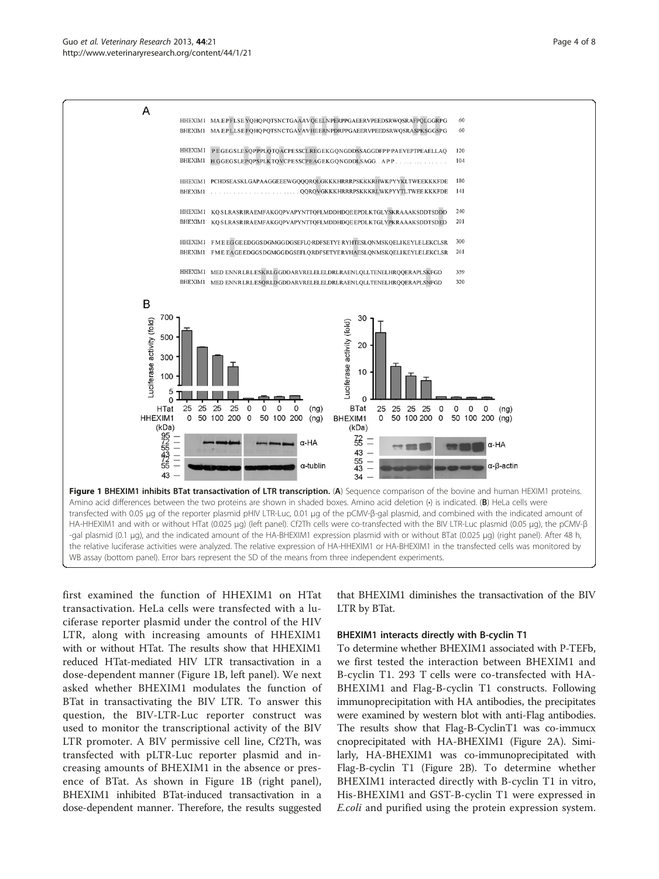**Figure 1 BHEXIM1 inhibits BTat transactivation of LTR transcription.** (**A**) Sequence comparison of the bovine and human HEXIM1 proteins. Amino acid differences between the two proteins are shown in shaded boxes. Amino acid deletion (·) is indicated. (**B**) HeLa cells were transfected with 0.05 μg of the reporter plasmid pHIV LTR-Luc, 0.01 μg of the pCMV-β-gal plasmid, and combined with the indicated amount of HA-HHEXIM1 and with or without HTat (0.025 μg) (left panel). Cf2Th cells were co-transfected with the BIV LTR-Luc plasmid (0.05 μg), the pCMV-β -gal plasmid (0.1 μg), and the indicated amount of the HA-BHEXIM1 expression plasmid with or without BTat (0.025 μg) (right panel). After 48 h, the relative luciferase activities were analyzed. The relative expression of HA-HHEXIM1 or HA-BHEXIM1 in the transfected cells was monitored by WB assay (bottom panel). Error bars represent the SD of the means from three independent experiments.

first examined the function of HHEXIM1 on HTat transactivation. HeLa cells were transfected with a luciferase reporter plasmid under the control of the HIV LTR, along with increasing amounts of HHEXIM1 with or without HTat. The results show that HHEXIM1 reduced HTat-mediated HIV LTR transactivation in a dose-dependent manner (Figure 1B, left panel). We next asked whether BHEXIM1 modulates the function of BTat in transactivating the BIV LTR. To answer this question, the BIV-LTR-Luc reporter construct was used to monitor the transcriptional activity of the BIV LTR promoter. A BIV permissive cell line, Cf2Th, was transfected with pLTR-Luc reporter plasmid and increasing amounts of BHEXIM1 in the absence or presence of BTat. As shown in Figure 1B (right panel), BHEXIM1 inhibited BTat-induced transactivation in a dose-dependent manner. Therefore, the results suggested that BHEXIM1 diminishes the transactivation of the BIV LTR by BTat.

### BHEXIM1 interacts directly with B-cyclin T1

To determine whether BHEXIM1 associated with P-TEFb, we first tested the interaction between BHEXIM1 and B-cyclin T1. 293 T cells were co-transfected with HA-BHEXIM1 and Flag-B-cyclin T1 constructs. Following immunoprecipitation with HA antibodies, the precipitates were examined by western blot with anti-Flag antibodies. The results show that Flag-B-CyclinT1 was co-immucx cnoprecipitated with HA-BHEXIM1 (Figure 2A). Similarly, HA-BHEXIM1 was co-immunoprecipitated with Flag-B-cyclin T1 (Figure 2B). To determine whether BHEXIM1 interacted directly with B-cyclin T1 in vitro, His-BHEXIM1 and GST-B-cyclin T1 were expressed in *E.coli* and purified using the protein expression system.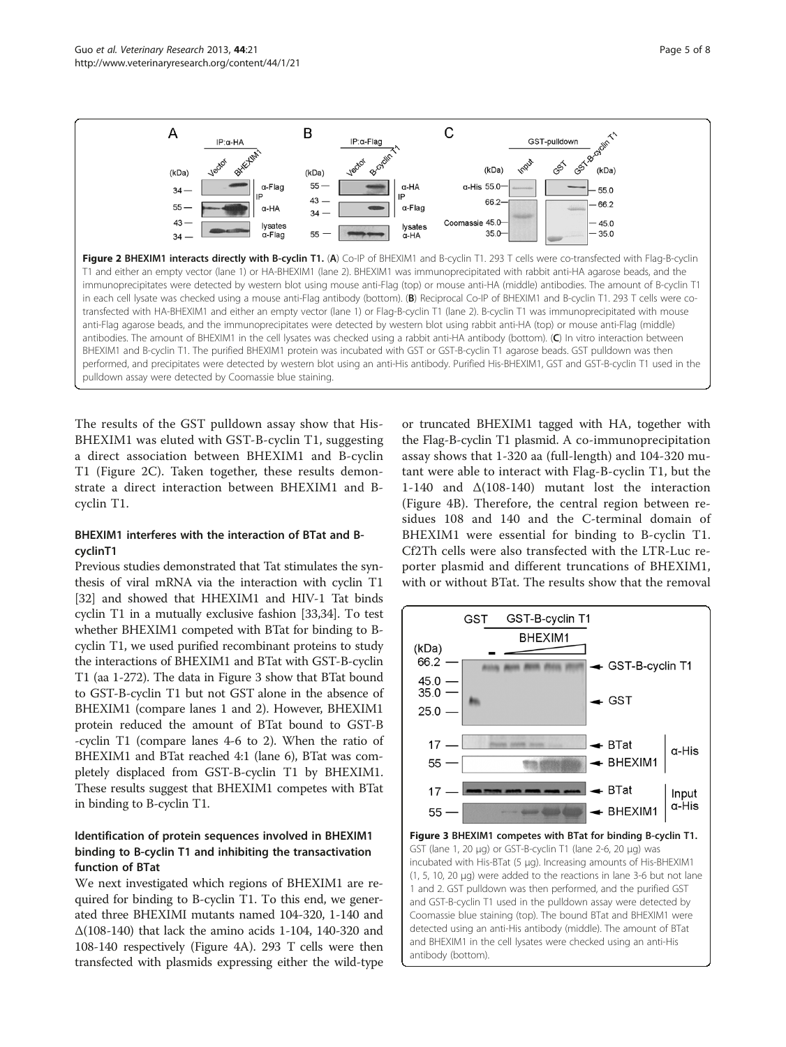**Figure 2 BHEXIM1 interacts directly with B-cyclin T1.** (**A**) Co-IP of BHEXIM1 and B-cyclin T1. 293 T cells were co-transfected with Flag-B-cyclin T1 and either an empty vector (lane 1) or HA-BHEXIM1 (lane 2). BHEXIM1 was immunoprecipitated with rabbit anti-HA agarose beads, and the immunoprecipitates were detected by western blot using mouse anti-Flag (top) or mouse anti-HA (middle) antibodies. The amount of B-cyclin T1 in each cell lysate was checked using a mouse anti-Flag antibody (bottom). (**B**) Reciprocal Co-IP of BHEXIM1 and B-cyclin T1. 293 T cells were co-transfected with HA-BHEXIM1 and either an empty vector (lane 1) or Flag-B-cyclin T1 (lane 2). B-cyclin T1 was immunoprecipitated with mouse anti-Flag agarose beads, and the immunoprecipitates were detected by western blot using rabbit anti-HA (top) or mouse anti-Flag (middle) antibodies. The amount of BHEXIM1 in the cell lysates was checked using a rabbit anti-HA antibody (bottom). (**C**) In vitro interaction between BHEXIM1 and B-cyclin T1. The purified BHEXIM1 protein was incubated with GST or GST-B-cyclin T1 agarose beads. GST pulldown was then performed, and precipitates were detected by western blot using an anti-His antibody. Purified His-BHEXIM1, GST and GST-B-cyclin T1 used in the pulldown assay were detected by Coomassie blue staining.

The results of the GST pulldown assay show that His-BHEXIM1 was eluted with GST-B-cyclin T1, suggesting a direct association between BHEXIM1 and B-cyclin T1 (Figure 2C). Taken together, these results demonstrate a direct interaction between BHEXIM1 and B-cyclin T1.

### BHEXIM1 interferes with the interaction of BTat and B-cyclinT1

Previous studies demonstrated that Tat stimulates the synthesis of viral mRNA via the interaction with cyclin T1 [32] and showed that HHEXIM1 and HIV-1 Tat binds cyclin T1 in a mutually exclusive fashion [33,34]. To test whether BHEXIM1 competed with BTat for binding to B-cyclin T1, we used purified recombinant proteins to study the interactions of BHEXIM1 and BTat with GST-B-cyclin T1 (aa 1-272). The data in Figure 3 show that BTat bound to GST-B-cyclin T1 but not GST alone in the absence of BHEXIM1 (compare lanes 1 and 2). However, BHEXIM1 protein reduced the amount of BTat bound to GST-B -cyclin T1 (compare lanes 4-6 to 2). When the ratio of BHEXIM1 and BTat reached 4:1 (lane 6), BTat was completely displaced from GST-B-cyclin T1 by BHEXIM1. These results suggest that BHEXIM1 competes with BTat in binding to B-cyclin T1.

### Identification of protein sequences involved in BHEXIM1 binding to B-cyclin T1 and inhibiting the transactivation function of BTat

We next investigated which regions of BHEXIM1 are required for binding to B-cyclin T1. To this end, we generated three BHEXIMI mutants named 104-320, 1-140 and Δ(108-140) that lack the amino acids 1-104, 140-320 and 108-140 respectively (Figure 4A). 293 T cells were then transfected with plasmids expressing either the wild-type or truncated BHEXIM1 tagged with HA, together with the Flag-B-cyclin T1 plasmid. A co-immunoprecipitation assay shows that 1-320 aa (full-length) and 104-320 mutant were able to interact with Flag-B-cyclin T1, but the 1-140 and Δ(108-140) mutant lost the interaction (Figure 4B). Therefore, the central region between residues 108 and 140 and the C-terminal domain of BHEXIM1 were essential for binding to B-cyclin T1. Cf2Th cells were also transfected with the LTR-Luc reporter plasmid and different truncations of BHEXIM1, with or without BTat. The results show that the removal

**Figure 3 BHEXIM1 competes with BTat for binding B-cyclin T1.** GST (lane 1, 20 μg) or GST-B-cyclin T1 (lane 2-6, 20 μg) was incubated with His-BTat (5 μg). Increasing amounts of His-BHEXIM1 (1, 5, 10, 20 μg) were added to the reactions in lane 3-6 but not lane 1 and 2. GST pulldown was then performed, and the purified GST and GST-B-cyclin T1 used in the pulldown assay were detected by Coomassie blue staining (top). The bound BTat and BHEXIM1 were detected using an anti-His antibody (middle). The amount of BTat and BHEXIM1 in the cell lysates were checked using an anti-His antibody (bottom).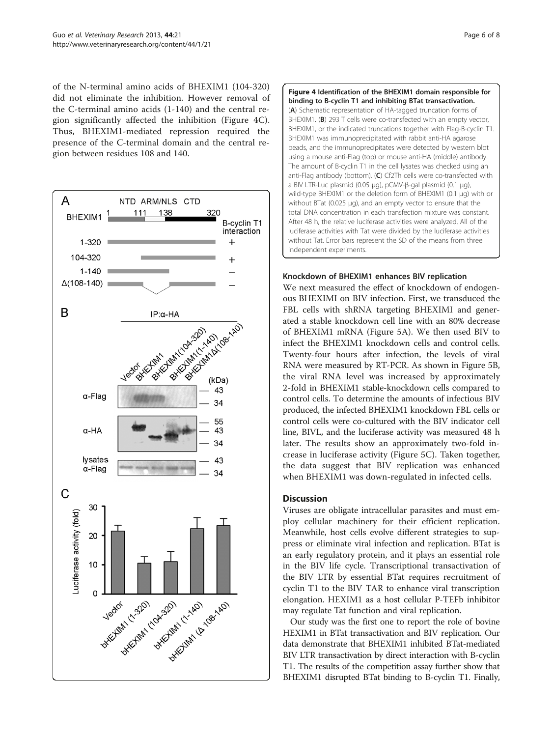of the N-terminal amino acids of BHEXIM1 (104-320) did not eliminate the inhibition. However removal of the C-terminal amino acids (1-140) and the central region significantly affected the inhibition (Figure 4C). Thus, BHEXIM1-mediated repression required the presence of the C-terminal domain and the central region between residues 108 and 140.

**Figure 4 Identification of the BHEXIM1 domain responsible for binding to B-cyclin T1 and inhibiting BTat transactivation.** (**A**) Schematic representation of HA-tagged truncation forms of BHEXIM1. (**B**) 293 T cells were co-transfected with an empty vector, BHEXIM1, or the indicated truncations together with Flag-B-cyclin T1. BHEXIM1 was immunoprecipitated with rabbit anti-HA agarose beads, and the immunoprecipitates were detected by western blot using a mouse anti-Flag (top) or mouse anti-HA (middle) antibody. The amount of B-cyclin T1 in the cell lysates was checked using an anti-Flag antibody (bottom). (**C**) Cf2Th cells were co-transfected with a BIV LTR-Luc plasmid (0.05 μg), pCMV-β-gal plasmid (0.1 μg), wild-type BHEXIM1 or the deletion form of BHEXIM1 (0.1 μg) with or without BTat (0.025 μg), and an empty vector to ensure that the total DNA concentration in each transfection mixture was constant. After 48 h, the relative luciferase activities were analyzed. All of the luciferase activities with Tat were divided by the luciferase activities without Tat. Error bars represent the SD of the means from three independent experiments.

### Knockdown of BHEXIM1 enhances BIV replication

We next measured the effect of knockdown of endogenous BHEXIMI on BIV infection. First, we transduced the FBL cells with shRNA targeting BHEXIMI and generated a stable knockdown cell line with an 80% decrease of BHEXIM1 mRNA (Figure 5A). We then used BIV to infect the BHEXIM1 knockdown cells and control cells. Twenty-four hours after infection, the levels of viral RNA were measured by RT-PCR. As shown in Figure 5B, the viral RNA level was increased by approximately 2-fold in BHEXIM1 stable-knockdown cells compared to control cells. To determine the amounts of infectious BIV produced, the infected BHEXIM1 knockdown FBL cells or control cells were co-cultured with the BIV indicator cell line, BIVL, and the luciferase activity was measured 48 h later. The results show an approximately two-fold increase in luciferase activity (Figure 5C). Taken together, the data suggest that BIV replication was enhanced when BHEXIM1 was down-regulated in infected cells.

## Discussion

Viruses are obligate intracellular parasites and must employ cellular machinery for their efficient replication. Meanwhile, host cells evolve different strategies to suppress or eliminate viral infection and replication. BTat is an early regulatory protein, and it plays an essential role in the BIV life cycle. Transcriptional transactivation of the BIV LTR by essential BTat requires recruitment of cyclin T1 to the BIV TAR to enhance viral transcription elongation. HEXIM1 as a host cellular P-TEFb inhibitor may regulate Tat function and viral replication.

Our study was the first one to report the role of bovine HEXIM1 in BTat transactivation and BIV replication. Our data demonstrate that BHEXIM1 inhibited BTat-mediated BIV LTR transactivation by direct interaction with B-cyclin T1. The results of the competition assay further show that BHEXIM1 disrupted BTat binding to B-cyclin T1. Finally,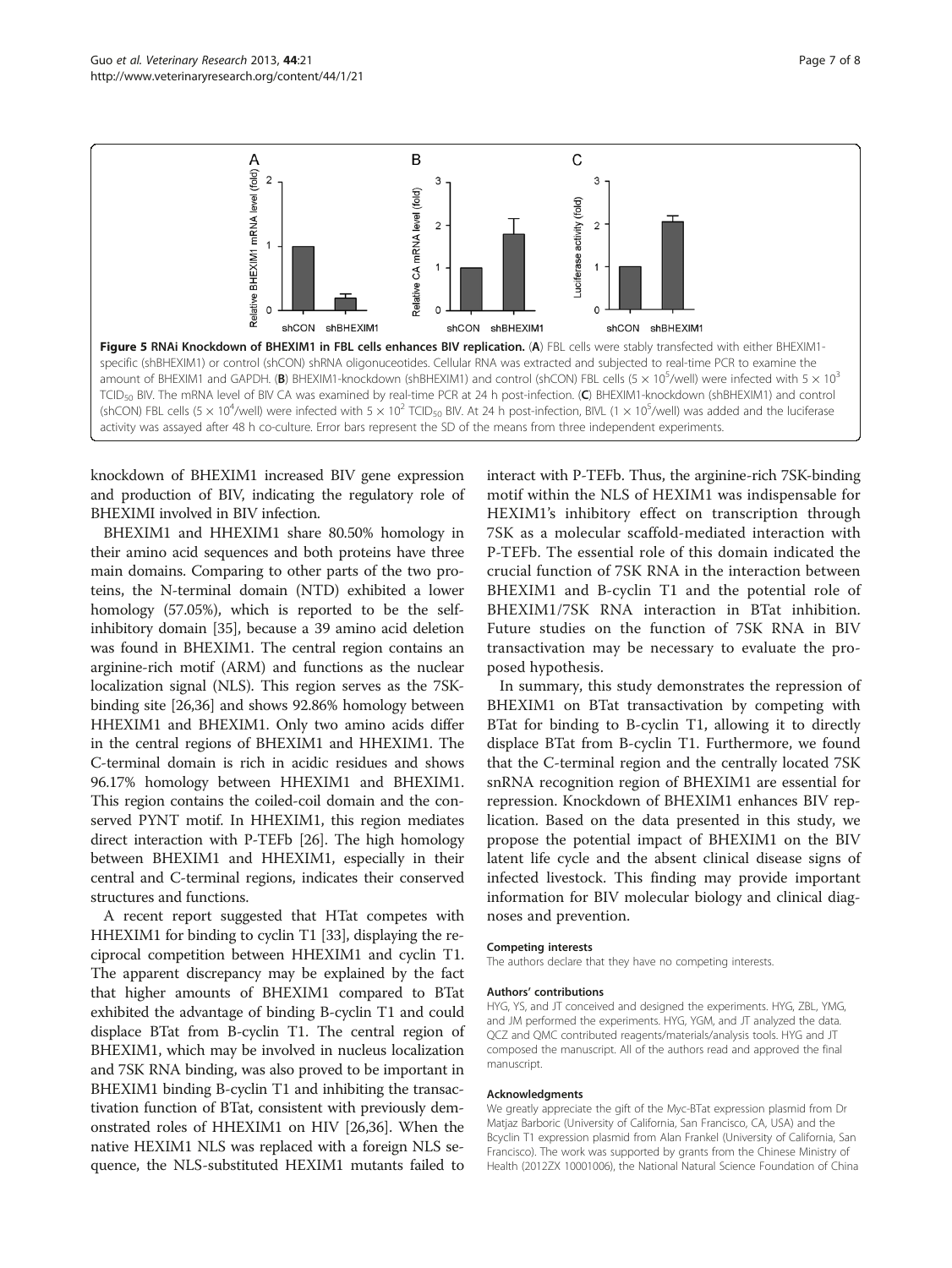**Figure 5 RNAi Knockdown of BHEXIM1 in FBL cells enhances BIV replication.** (**A**) FBL cells were stably transfected with either BHEXIM1-specific (shBHEXIM1) or control (shCON) shRNA oligonuceotides. Cellular RNA was extracted and subjected to real-time PCR to examine the amount of BHEXIM1 and GAPDH. (**B**) BHEXIM1-knockdown (shBHEXIM1) and control (shCON) FBL cells ($5 \times 10^5$/well) were infected with $5 \times 10^3$ $TCID_{50}$ BIV. The mRNA level of BIV CA was examined by real-time PCR at 24 h post-infection. (**C**) BHEXIM1-knockdown (shBHEXIM1) and control (shCON) FBL cells ($5 \times 10^4$/well) were infected with $5 \times 10^2$ $TCID_{50}$ BIV. At 24 h post-infection, BIVL ($1 \times 10^5$/well) was added and the luciferase activity was assayed after 48 h co-culture. Error bars represent the SD of the means from three independent experiments.

knockdown of BHEXIM1 increased BIV gene expression and production of BIV, indicating the regulatory role of BHEXIMI involved in BIV infection.

BHEXIM1 and HHEXIM1 share 80.50% homology in their amino acid sequences and both proteins have three main domains. Comparing to other parts of the two proteins, the N-terminal domain (NTD) exhibited a lower homology (57.05%), which is reported to be the self-inhibitory domain [35], because a 39 amino acid deletion was found in BHEXIM1. The central region contains an arginine-rich motif (ARM) and functions as the nuclear localization signal (NLS). This region serves as the 7SK-binding site [26,36] and shows 92.86% homology between HHEXIM1 and BHEXIM1. Only two amino acids differ in the central regions of BHEXIM1 and HHEXIM1. The C-terminal domain is rich in acidic residues and shows 96.17% homology between HHEXIM1 and BHEXIM1. This region contains the coiled-coil domain and the conserved PYNT motif. In HHEXIM1, this region mediates direct interaction with P-TEFb [26]. The high homology between BHEXIM1 and HHEXIM1, especially in their central and C-terminal regions, indicates their conserved structures and functions.

A recent report suggested that HTat competes with HHEXIM1 for binding to cyclin T1 [33], displaying the reciprocal competition between HHEXIM1 and cyclin T1. The apparent discrepancy may be explained by the fact that higher amounts of BHEXIM1 compared to BTat exhibited the advantage of binding B-cyclin T1 and could displace BTat from B-cyclin T1. The central region of BHEXIM1, which may be involved in nucleus localization and 7SK RNA binding, was also proved to be important in BHEXIM1 binding B-cyclin T1 and inhibiting the transactivation function of BTat, consistent with previously demonstrated roles of HHEXIM1 on HIV [26,36]. When the native HEXIM1 NLS was replaced with a foreign NLS sequence, the NLS-substituted HEXIM1 mutants failed to interact with P-TEFb. Thus, the arginine-rich 7SK-binding motif within the NLS of HEXIM1 was indispensable for HEXIM1's inhibitory effect on transcription through 7SK as a molecular scaffold-mediated interaction with P-TEFb. The essential role of this domain indicated the crucial function of 7SK RNA in the interaction between BHEXIM1 and B-cyclin T1 and the potential role of BHEXIM1/7SK RNA interaction in BTat inhibition. Future studies on the function of 7SK RNA in BIV transactivation may be necessary to evaluate the proposed hypothesis.

In summary, this study demonstrates the repression of BHEXIM1 on BTat transactivation by competing with BTat for binding to B-cyclin T1, allowing it to directly displace BTat from B-cyclin T1. Furthermore, we found that the C-terminal region and the centrally located 7SK snRNA recognition region of BHEXIM1 are essential for repression. Knockdown of BHEXIM1 enhances BIV replication. Based on the data presented in this study, we propose the potential impact of BHEXIM1 on the BIV latent life cycle and the absent clinical disease signs of infected livestock. This finding may provide important information for BIV molecular biology and clinical diagnoses and prevention.

#### Competing interests
The authors declare that they have no competing interests.

#### Authors' contributions
HYG, YS, and JT conceived and designed the experiments. HYG, ZBL, YMG, and JM performed the experiments. HYG, YGM, and JT analyzed the data. QCZ and QMC contributed reagents/materials/analysis tools. HYG and JT composed the manuscript. All of the authors read and approved the final manuscript.

#### Acknowledgments
We greatly appreciate the gift of the Myc-BTat expression plasmid from Dr Matjaz Barboric (University of California, San Francisco, CA, USA) and the Bcyclin T1 expression plasmid from Alan Frankel (University of California, San Francisco). The work was supported by grants from the Chinese Ministry of Health (2012ZX 10001006), the National Natural Science Foundation of China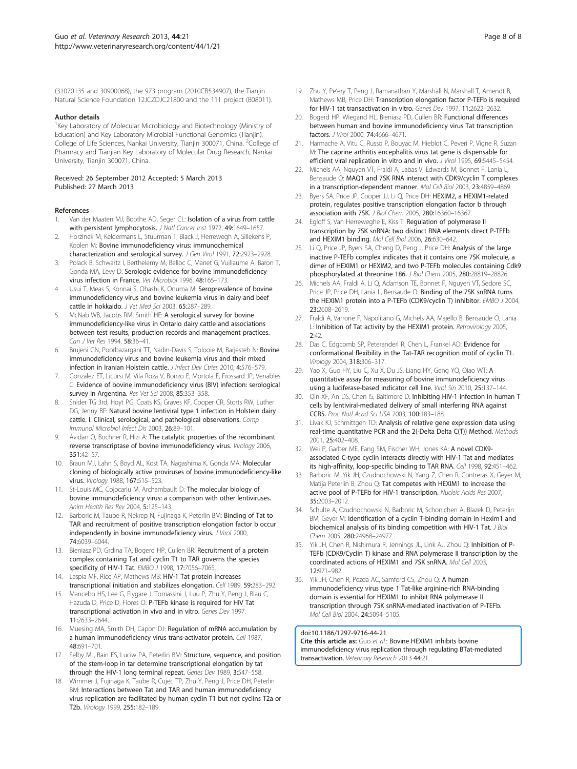(31070135 and 30900068), the 973 program (2010CB534907), the Tianjin Natural Science Foundation 12JCZDJC21800 and the 111 project (B08011).

#### Author details

[1]Key Laboratory of Molecular Microbiology and Biotechnology (Ministry of Education) and Key Laboratory Microbial Functional Genomics (Tianjin), College of Life Sciences, Nankai University, Tianjin 300071, China. [2]College of Pharmacy and Tianjian Key Laboratory of Molecular Drug Research, Nankai University, Tianjin 300071, China.

Received: 26 September 2012 Accepted: 5 March 2013
Published: 27 March 2013

#### References

1. Van der Maaten MJ, Boothe AD, Seger CL: **Isolation of a virus from cattle with persistent lymphocytosis.** *J Natl Cancer Inst* 1972, 49:1649–1657.
2. Horzinek M, Keldermans L, Stuurman T, Black J, Herrewegh A, Sillekens P, Koolen M: **Bovine immunodeficiency virus: immunochemical characterization and serological survey.** *J Gen Virol* 1991, 72:2923–2928.
3. Polack B, Schwartz I, Berthelemy M, Belloc C, Manet G, Vuillaume A, Baron T, Gonda MA, Levy D: **Serologic evidence for bovine immunodeficiency virus infection in France.** *Vet Microbiol* 1996, 48:165–173.
4. Usui T, Meas S, Konnai S, Ohashi K, Onuma M: **Seroprevalence of bovine immunodeficiency virus and bovine leukemia virus in dairy and beef cattle in hokkaido.** *J Vet Med Sci* 2003, 65:287–289.
5. McNab WB, Jacobs RM, Smith HE: **A serological survey for bovine immunodeficiency-like virus in Ontario dairy cattle and associations between test results, production records and management practices.** *Can J Vet Res* 1994, 58:36–41.
6. Brujeni GN, Poorbazargani TT, Nadin-Davis S, Tolooie M, Barjesteh N: **Bovine immunodeficiency virus and bovine leukemia virus and their mixed infection in Iranian Holstein cattle.** *J Infect Dev Ctries* 2010, 4:576–579.
7. Gonzalez ET, Licursi M, Vila Roza V, Bonzo E, Mortola E, Frossard JP, Venables C: **Evidence of bovine immunodeficiency virus (BIV) infection: serological survey in Argentina.** *Res Vet Sci* 2008, 85:353–358.
8. Snider TG 3rd, Hoyt PG, Coats KS, Graves KF, Cooper CR, Storts RW, Luther DG, Jenny BF: **Natural bovine lentiviral type 1 infection in Holstein dairy cattle. I. Clinical, serological, and pathological observations.** *Comp Immunol Microbiol Infect Dis* 2003, 26:89–101.
9. Avidan O, Bochner R, Hizi A: **The catalytic properties of the recombinant reverse transcriptase of bovine immunodeficiency virus.** *Virology* 2006, 351:42–57.
10. Braun MJ, Lahn S, Boyd AL, Kost TA, Nagashima K, Gonda MA: **Molecular cloning of biologically active proviruses of bovine immunodeficiency-like virus.** *Virology* 1988, 167:515–523.
11. St-Louis MC, Cojocariu M, Archambault D: **The molecular biology of bovine immunodeficiency virus: a comparison with other lentiviruses.** *Anim Health Res Rev* 2004, 5:125–143.
12. Barboric M, Taube R, Nekrep N, Fujinaga K, Peterlin BM: **Binding of Tat to TAR and recruitment of positive transcription elongation factor b occur independently in bovine immunodeficiency virus.** *J Virol* 2000, 74:6039–6044.
13. Bieniasz PD, Grdina TA, Bogerd HP, Cullen BR: **Recruitment of a protein complex containing Tat and cyclin T1 to TAR governs the species specificity of HIV-1 Tat.** *EMBO J* 1998, 17:7056–7065.
14. Laspia MF, Rice AP, Mathews MB: **HIV-1 Tat protein increases transcriptional initiation and stabilizes elongation.** *Cell* 1989, 59:283–292.
15. Mancebo HS, Lee G, Flygare J, Tomassini J, Luu P, Zhu Y, Peng J, Blau C, Hazuda D, Price D, Flores O: **P-TEFb kinase is required for HIV Tat transcriptional activation in vivo and in vitro.** *Genes Dev* 1997, 11:2633–2644.
16. Muesing MA, Smith DH, Capon DJ: **Regulation of mRNA accumulation by a human immunodeficiency virus trans-activator protein.** *Cell* 1987, 48:691–701.
17. Selby MJ, Bain ES, Luciw PA, Peterlin BM: **Structure, sequence, and position of the stem-loop in tar determine transcriptional elongation by tat through the HIV-1 long terminal repeat.** *Genes Dev* 1989, 3:547–558.
18. Wimmer J, Fujinaga K, Taube R, Cujec TP, Zhu Y, Peng J, Price DH, Peterlin BM: **Interactions between Tat and TAR and human immunodeficiency virus replication are facilitated by human cyclin T1 but not cyclins T2a or T2b.** *Virology* 1999, 255:182–189.
19. Zhu Y, Pe'ery T, Peng J, Ramanathan Y, Marshall N, Marshall T, Amendt B, Mathews MB, Price DH: **Transcription elongation factor P-TEFb is required for HIV-1 tat transactivation in vitro.** *Genes Dev* 1997, 11:2622–2632.
20. Bogerd HP, Wiegand HL, Bieniasz PD, Cullen BR: **Functional differences between human and bovine immunodeficiency virus Tat transcription factors.** *J Virol* 2000, 74:4666–4671.
21. Harmache A, Vitu C, Russo P, Bouyac M, Hieblot C, Peveri P, Vigne R, Suzan M: **The caprine arthritis encephalitis virus tat gene is dispensable for efficient viral replication in vitro and in vivo.** *J Virol* 1995, 69:5445–5454.
22. Michels AA, Nguyen VT, Fraldi A, Labas V, Edwards M, Bonnet F, Lania L, Bensaude O: **MAQ1 and 7SK RNA interact with CDK9/cyclin T complexes in a transcription-dependent manner.** *Mol Cell Biol* 2003, 23:4859–4869.
23. Byers SA, Price JP, Cooper JJ, Li Q, Price DH: **HEXIM2, a HEXIM1-related protein, regulates positive transcription elongation factor b through association with 7SK.** *J Biol Chem* 2005, 280:16360–16367.
24. Egloff S, Van Herreweghe E, Kiss T: **Regulation of polymerase II transcription by 7SK snRNA: two distinct RNA elements direct P-TEFb and HEXIM1 binding.** *Mol Cell Biol* 2006, 26:630–642.
25. Li Q, Price JP, Byers SA, Cheng D, Peng J, Price DH: **Analysis of the large inactive P-TEFb complex indicates that it contains one 7SK molecule, a dimer of HEXIM1 or HEXIM2, and two P-TEFb molecules containing Cdk9 phosphorylated at threonine 186.** *J Biol Chem* 2005, 280:28819–28826.
26. Michels AA, Fraldi A, Li Q, Adamson TE, Bonnet F, Nguyen VT, Sedore SC, Price JP, Price DH, Lania L, Bensaude O: **Binding of the 7SK snRNA turns the HEXIM1 protein into a P-TEFb (CDK9/cyclin T) inhibitor.** *EMBO J* 2004, 23:2608–2619.
27. Fraldi A, Varrone F, Napolitano G, Michels AA, Majello B, Bensaude O, Lania L: **Inhibition of Tat activity by the HEXIM1 protein.** *Retrovirology* 2005, 2:42.
28. Das C, Edgcomb SP, Peteranderl R, Chen L, Frankel AD: **Evidence for conformational flexibility in the Tat-TAR recognition motif of cyclin T1.** *Virology* 2004, 318:306–317.
29. Yao X, Guo HY, Liu C, Xu X, Du JS, Liang HY, Geng YQ, Qiao WT: **A quantitative assay for measuring of bovine immunodeficiency virus using a luciferase-based indicator cell line.** *Virol Sin* 2010, 25:137–144.
30. Qin XF, An DS, Chen IS, Baltimore D: **Inhibiting HIV-1 infection in human T cells by lentiviral-mediated delivery of small interfering RNA against CCR5.** *Proc Natl Acad Sci USA* 2003, 100:183–188.
31. Livak KJ, Schmittgen TD: **Analysis of relative gene expression data using real-time quantitative PCR and the 2(-Delta Delta C(T)) Method.** *Methods* 2001, 25:402–408.
32. Wei P, Garber ME, Fang SM, Fischer WH, Jones KA: **A novel CDK9-associated C-type cyclin interacts directly with HIV-1 Tat and mediates its high-affinity, loop-specific binding to TAR RNA.** *Cell* 1998, 92:451–462.
33. Barboric M, Yik JH, Czudnochowski N, Yang Z, Chen R, Contreras X, Geyer M, Matija Peterlin B, Zhou Q: **Tat competes with HEXIM1 to increase the active pool of P-TEFb for HIV-1 transcription.** *Nucleic Acids Res* 2007, 35:2003–2012.
34. Schulte A, Czudnochowski N, Barboric M, Schonichen A, Blazek D, Peterlin BM, Geyer M: **Identification of a cyclin T-binding domain in Hexim1 and biochemical analysis of its binding competition with HIV-1 Tat.** *J Biol Chem* 2005, 280:24968–24977.
35. Yik JH, Chen R, Nishimura R, Jennings JL, Link AJ, Zhou Q: **Inhibition of P-TEFb (CDK9/Cyclin T) kinase and RNA polymerase II transcription by the coordinated actions of HEXIM1 and 7SK snRNA.** *Mol Cell* 2003, 12:971–982.
36. Yik JH, Chen R, Pezda AC, Samford CS, Zhou Q: **A human immunodeficiency virus type 1 Tat-like arginine-rich RNA-binding domain is essential for HEXIM1 to inhibit RNA polymerase II transcription through 7SK snRNA-mediated inactivation of P-TEFb.** *Mol Cell Biol* 2004, 24:5094–5105.

doi:10.1186/1297-9716-44-21
**Cite this article as:** Guo *et al.*: Bovine HEXIM1 inhibits bovine immunodeficiency virus replication through regulating BTat-mediated transactivation. *Veterinary Research* 2013 **44**:21.